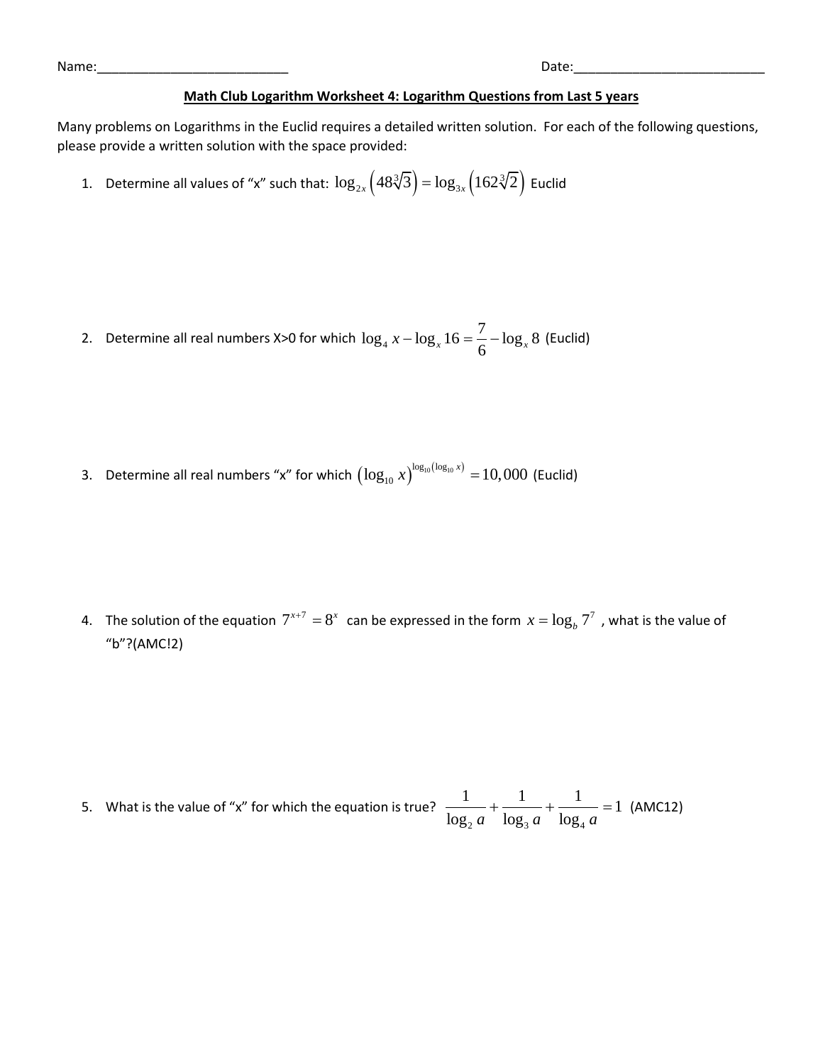Name:___________________________ Date:___________________________

**Math Club Logarithm Worksheet 4: Logarithm Questions from Last 5 years**

Many problems on Logarithms in the Euclid requires a detailed written solution. For each of the following questions, please provide a written solution with the space provided:

1. Determine all values of "x" such that: $\log_{2x}\left(48\sqrt[3]{3}\right) = \log_{3x}\left(162\sqrt[3]{2}\right)$ Euclid

2. Determine all real numbers X>0 for which $\log_4 x - \log_x 16 = \frac{7}{6} - \log_x 8$ (Euclid)

3. Determine all real numbers "x" for which $\left(\log_{10} x\right)^{\log_{10}\left(\log_{10} x\right)} = 10{,}000$ (Euclid)

4. The solution of the equation $7^{x+7} = 8^x$ can be expressed in the form $x = \log_b 7^7$ , what is the value of "b"?(AMC!2)

5. What is the value of "x" for which the equation is true? $\frac{1}{\log_2 a} + \frac{1}{\log_3 a} + \frac{1}{\log_4 a} = 1$ (AMC12)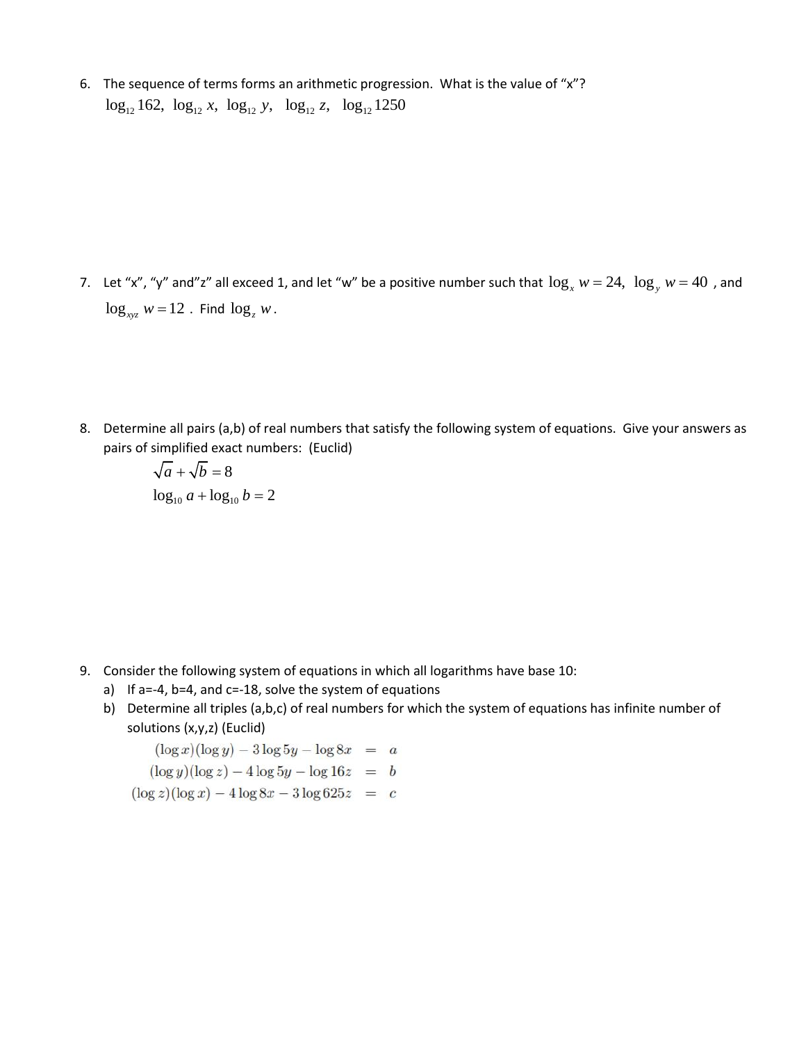6. The sequence of terms forms an arithmetic progression. What is the value of "x"?

   $$\log_{12} 162,\ \log_{12} x,\ \log_{12} y,\ \ \log_{12} z,\ \ \log_{12} 1250$$

7. Let "x", "y" and"z" all exceed 1, and let "w" be a positive number such that $\log_x w = 24,\ \log_y w = 40$ , and $\log_{xyz} w = 12$ . Find $\log_z w$.

8. Determine all pairs (a,b) of real numbers that satisfy the following system of equations. Give your answers as pairs of simplified exact numbers: (Euclid)

   $$\sqrt{a} + \sqrt{b} = 8$$

   $$\log_{10} a + \log_{10} b = 2$$

9. Consider the following system of equations in which all logarithms have base 10:
   a) If a=-4, b=4, and c=-18, solve the system of equations
   b) Determine all triples (a,b,c) of real numbers for which the system of equations has infinite number of solutions (x,y,z) (Euclid)

   $$\begin{aligned} (\log x)(\log y) - 3\log 5y - \log 8x &= a \\ (\log y)(\log z) - 4\log 5y - \log 16z &= b \\ (\log z)(\log x) - 4\log 8x - 3\log 625z &= c \end{aligned}$$